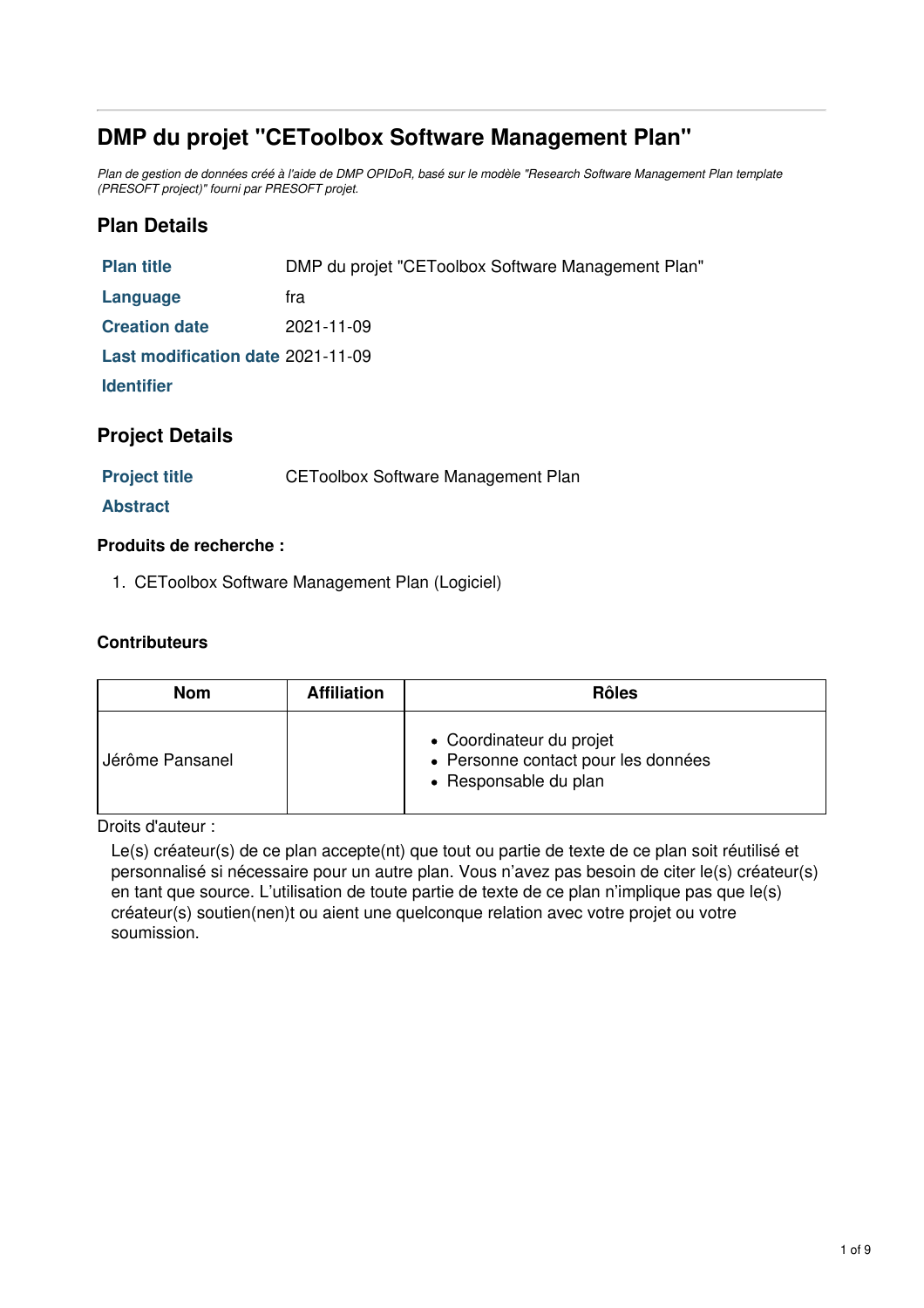# DMP du projet "CEToolbox Software Management Plan"

*Plan de gestion de données créé à l'aide de DMP OPIDoR, basé sur le modèle "Research Software Management Plan template (PRESOFT project)" fourni par PRESOFT projet.*

## Plan Details

| | |
|---|---|
| **Plan title** | DMP du projet "CEToolbox Software Management Plan" |
| **Language** | fra |
| **Creation date** | 2021-11-09 |
| **Last modification date** | 2021-11-09 |
| **Identifier** | |

## Project Details

| | |
|---|---|
| **Project title** | CEToolbox Software Management Plan |
| **Abstract** | |

### Produits de recherche :

1. CEToolbox Software Management Plan (Logiciel)

### Contributeurs

| Nom | Affiliation | Rôles |
|---|---|---|
| Jérôme Pansanel | | • Coordinateur du projet<br>• Personne contact pour les données<br>• Responsable du plan |

Droits d'auteur :

Le(s) créateur(s) de ce plan accepte(nt) que tout ou partie de texte de ce plan soit réutilisé et personnalisé si nécessaire pour un autre plan. Vous n'avez pas besoin de citer le(s) créateur(s) en tant que source. L'utilisation de toute partie de texte de ce plan n'implique pas que le(s) créateur(s) soutien(nen)t ou aient une quelconque relation avec votre projet ou votre soumission.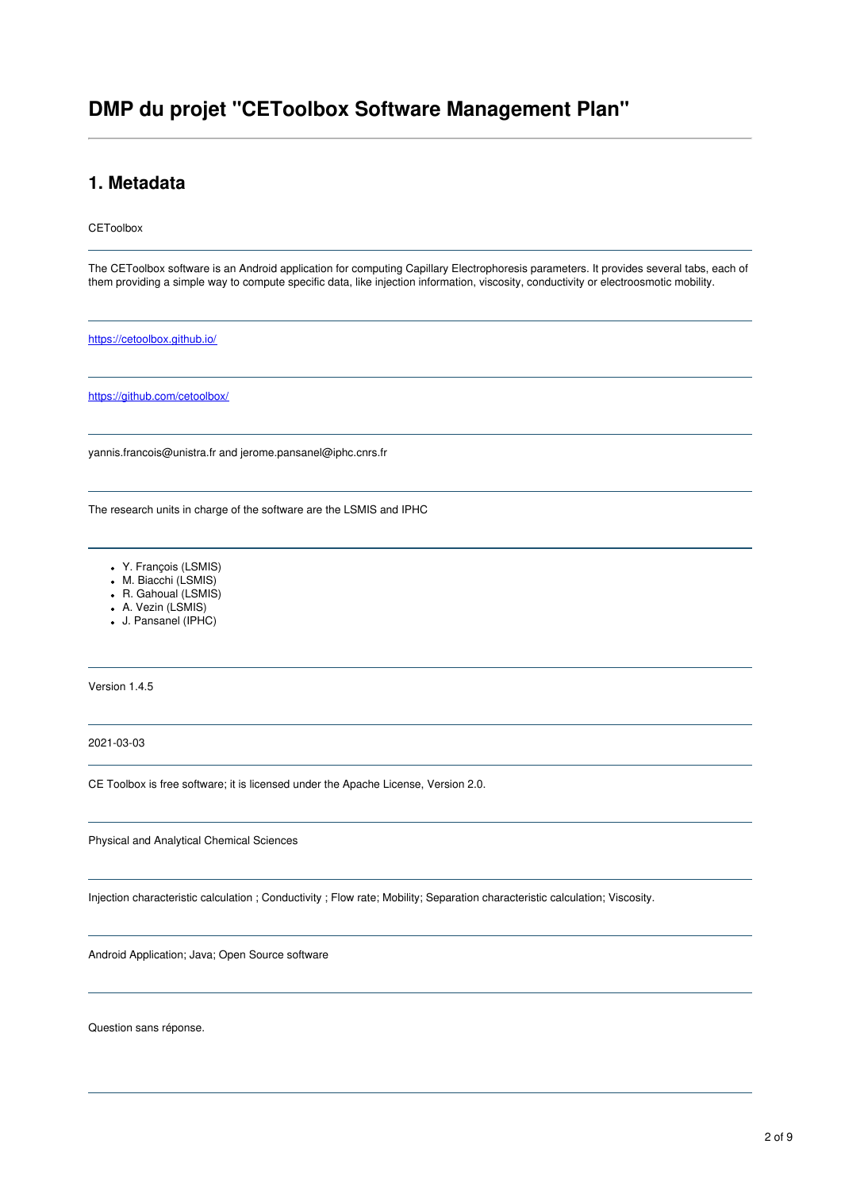# DMP du projet "CEToolbox Software Management Plan"

---

## 1. Metadata

CEToolbox

---

The CEToolbox software is an Android application for computing Capillary Electrophoresis parameters. It provides several tabs, each of them providing a simple way to compute specific data, like injection information, viscosity, conductivity or electroosmotic mobility.

---

https://cetoolbox.github.io/

---

https://github.com/cetoolbox/

---

yannis.francois@unistra.fr and jerome.pansanel@iphc.cnrs.fr

---

The research units in charge of the software are the LSMIS and IPHC

---

- Y. François (LSMIS)
- M. Biacchi (LSMIS)
- R. Gahoual (LSMIS)
- A. Vezin (LSMIS)
- J. Pansanel (IPHC)

---

Version 1.4.5

---

2021-03-03

---

CE Toolbox is free software; it is licensed under the Apache License, Version 2.0.

---

Physical and Analytical Chemical Sciences

---

Injection characteristic calculation ; Conductivity ; Flow rate; Mobility; Separation characteristic calculation; Viscosity.

---

Android Application; Java; Open Source software

---

Question sans réponse.

---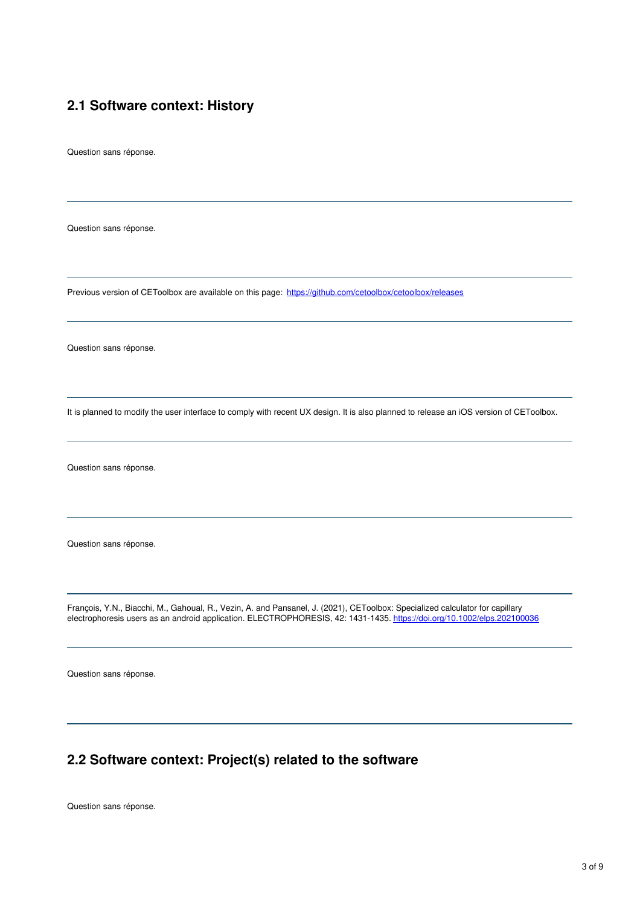## 2.1 Software context: History

Question sans réponse.

---

Question sans réponse.

---

Previous version of CEToolbox are available on this page: [https://github.com/cetoolbox/cetoolbox/releases](https://github.com/cetoolbox/cetoolbox/releases)

---

Question sans réponse.

---

It is planned to modify the user interface to comply with recent UX design. It is also planned to release an iOS version of CEToolbox.

---

Question sans réponse.

---

Question sans réponse.

---

François, Y.N., Biacchi, M., Gahoual, R., Vezin, A. and Pansanel, J. (2021), CEToolbox: Specialized calculator for capillary electrophoresis users as an android application. ELECTROPHORESIS, 42: 1431-1435. [https://doi.org/10.1002/elps.202100036](https://doi.org/10.1002/elps.202100036)

---

Question sans réponse.

---

## 2.2 Software context: Project(s) related to the software

Question sans réponse.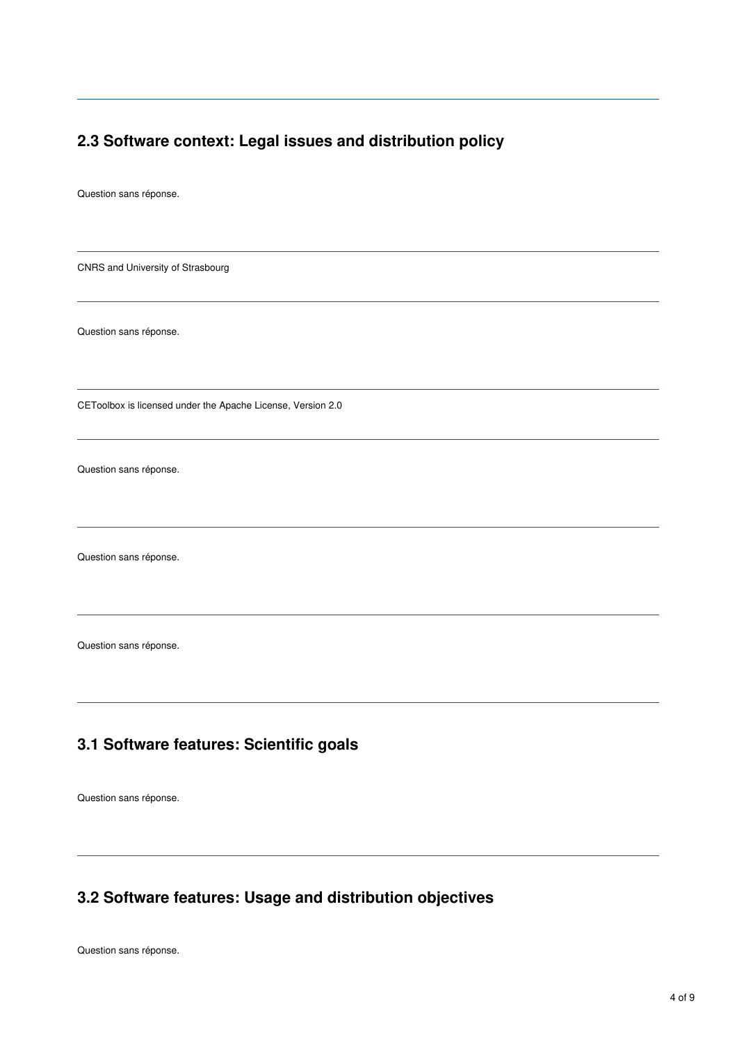## 2.3 Software context: Legal issues and distribution policy

Question sans réponse.

---

CNRS and University of Strasbourg

---

Question sans réponse.

---

CEToolbox is licensed under the Apache License, Version 2.0

---

Question sans réponse.

---

Question sans réponse.

---

Question sans réponse.

---

## 3.1 Software features: Scientific goals

Question sans réponse.

---

## 3.2 Software features: Usage and distribution objectives

Question sans réponse.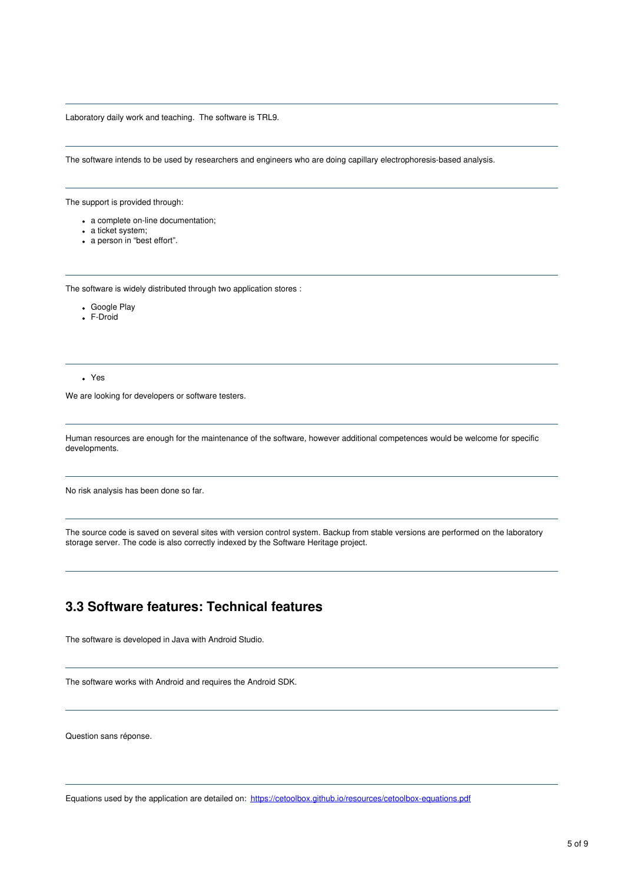---

Laboratory daily work and teaching.  The software is TRL9.

---

The software intends to be used by researchers and engineers who are doing capillary electrophoresis-based analysis.

---

The support is provided through:

- a complete on-line documentation;
- a ticket system;
- a person in "best effort".

---

The software is widely distributed through two application stores :

- Google Play
- F-Droid

---

- Yes

We are looking for developers or software testers.

---

Human resources are enough for the maintenance of the software, however additional competences would be welcome for specific developments.

---

No risk analysis has been done so far.

---

The source code is saved on several sites with version control system. Backup from stable versions are performed on the laboratory storage server. The code is also correctly indexed by the Software Heritage project.

---

## 3.3 Software features: Technical features

The software is developed in Java with Android Studio.

---

The software works with Android and requires the Android SDK.

---

Question sans réponse.

---

Equations used by the application are detailed on: [https://cetoolbox.github.io/resources/cetoolbox-equations.pdf](https://cetoolbox.github.io/resources/cetoolbox-equations.pdf)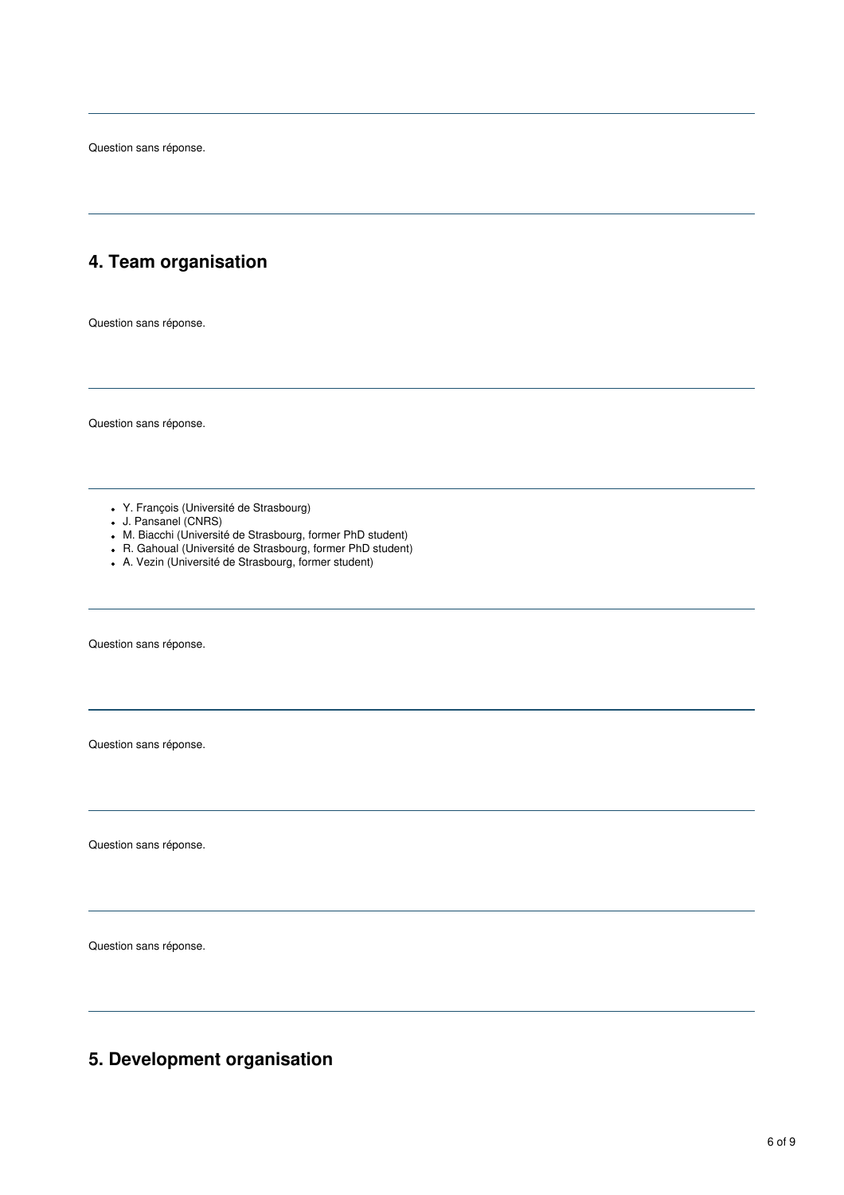Question sans réponse.

## 4. Team organisation

Question sans réponse.

Question sans réponse.

- Y. François (Université de Strasbourg)
- J. Pansanel (CNRS)
- M. Biacchi (Université de Strasbourg, former PhD student)
- R. Gahoual (Université de Strasbourg, former PhD student)
- A. Vezin (Université de Strasbourg, former student)

Question sans réponse.

Question sans réponse.

Question sans réponse.

Question sans réponse.

## 5. Development organisation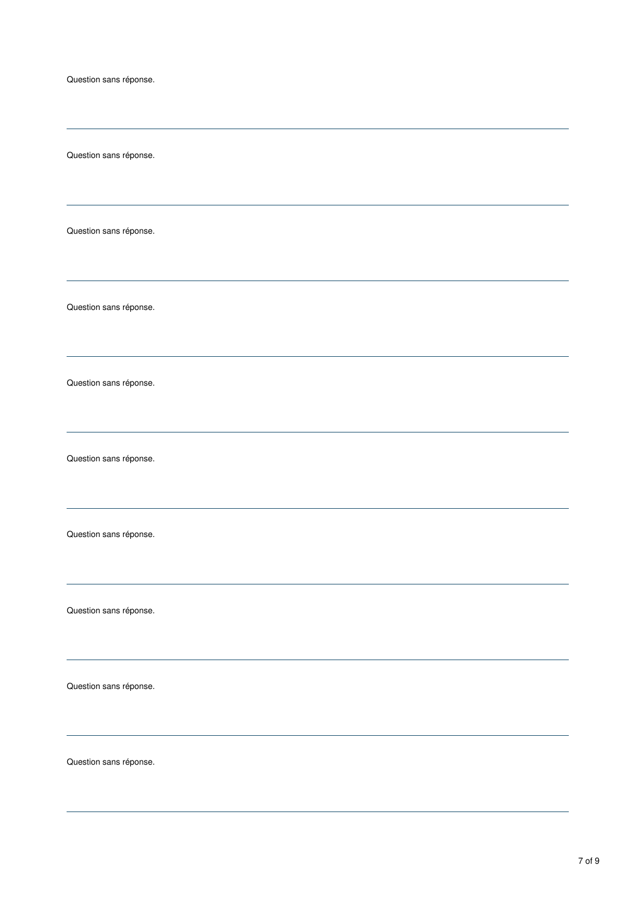Question sans réponse.

---

Question sans réponse.

---

Question sans réponse.

---

Question sans réponse.

---

Question sans réponse.

---

Question sans réponse.

---

Question sans réponse.

---

Question sans réponse.

---

Question sans réponse.

---

Question sans réponse.

---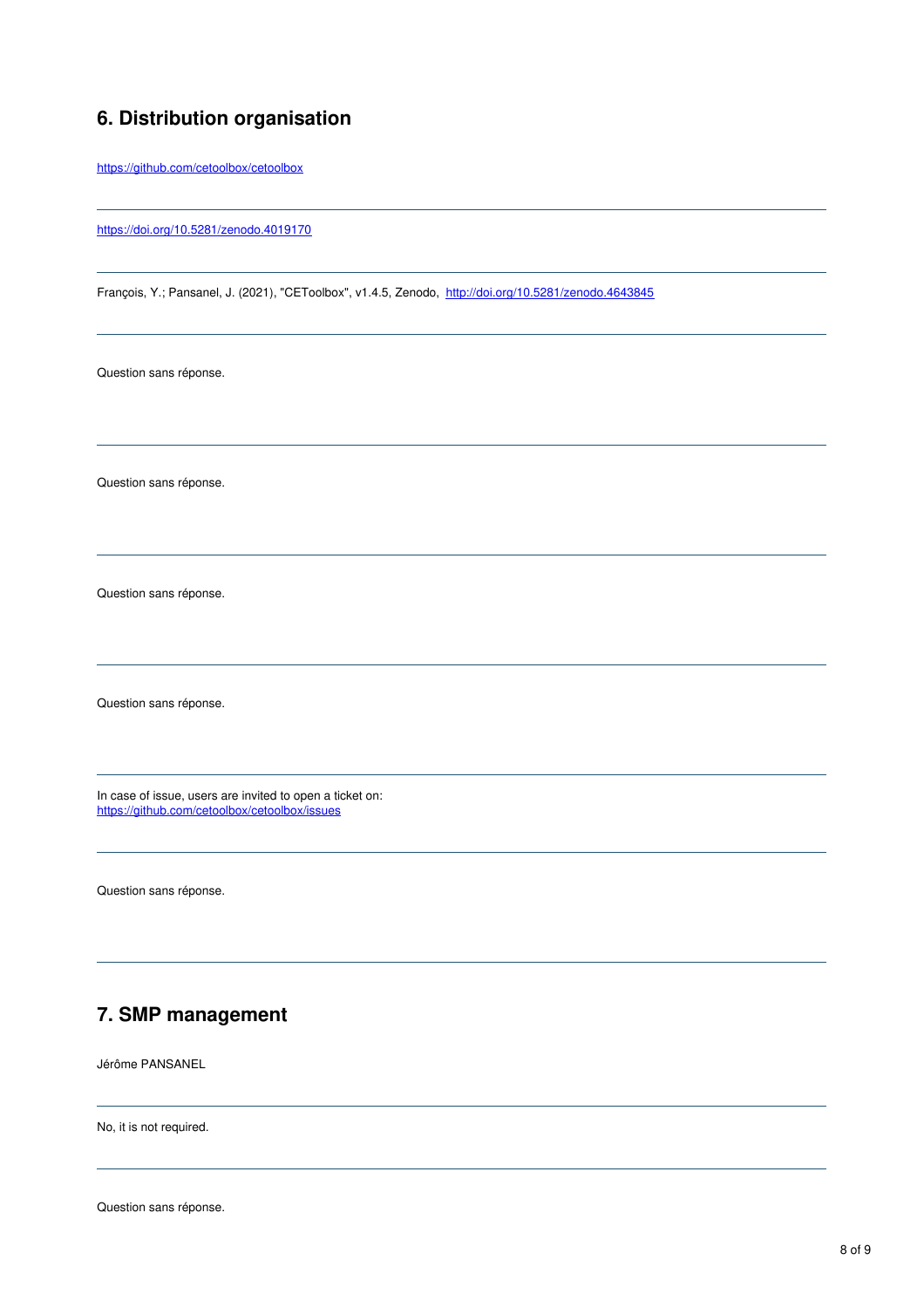## 6. Distribution organisation

https://github.com/cetoolbox/cetoolbox

---

https://doi.org/10.5281/zenodo.4019170

---

François, Y.; Pansanel, J. (2021), "CEToolbox", v1.4.5, Zenodo, http://doi.org/10.5281/zenodo.4643845

---

Question sans réponse.

---

Question sans réponse.

---

Question sans réponse.

---

Question sans réponse.

---

In case of issue, users are invited to open a ticket on:
https://github.com/cetoolbox/cetoolbox/issues

---

Question sans réponse.

---

## 7. SMP management

Jérôme PANSANEL

---

No, it is not required.

---

Question sans réponse.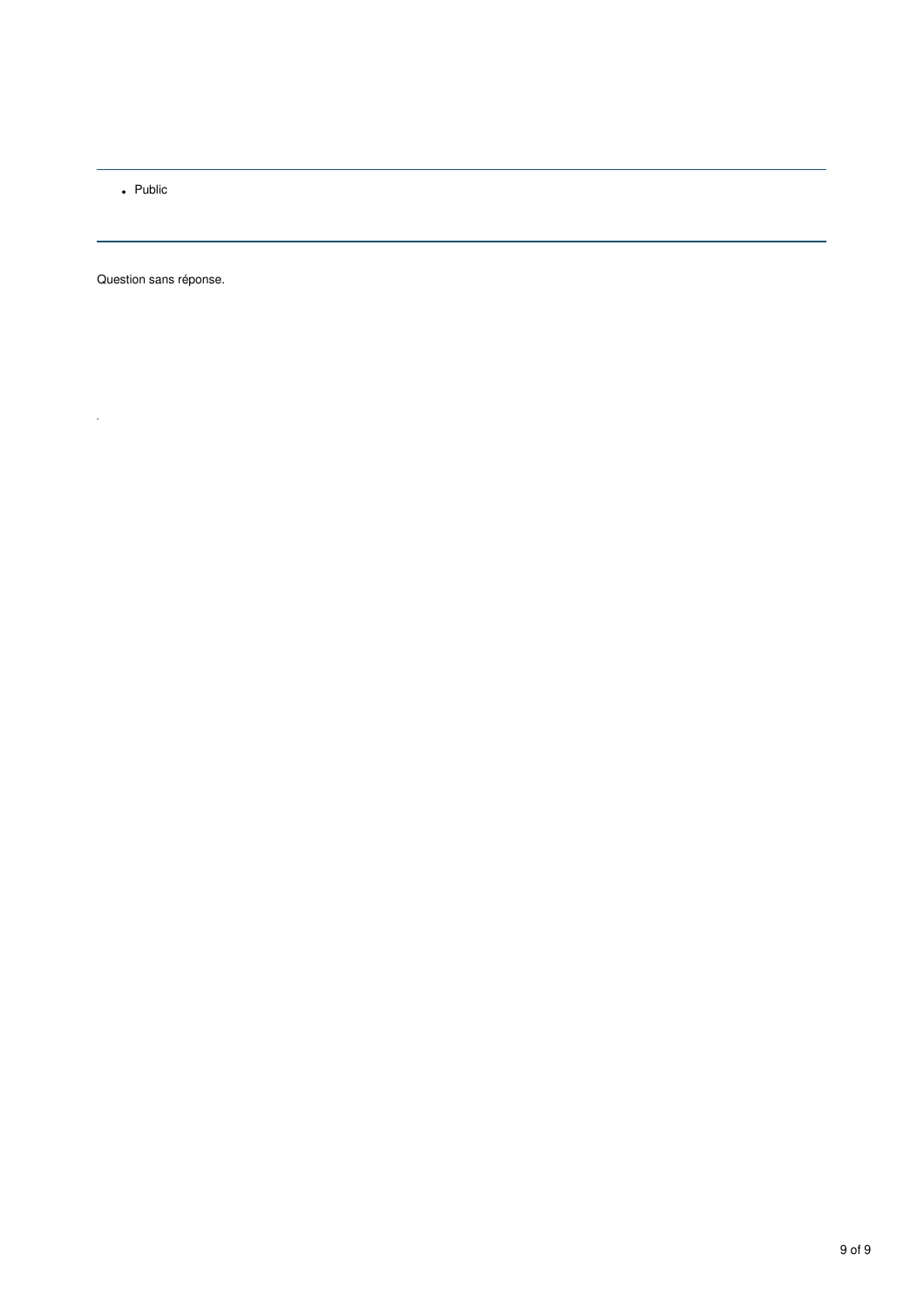- Public

---

Question sans réponse.